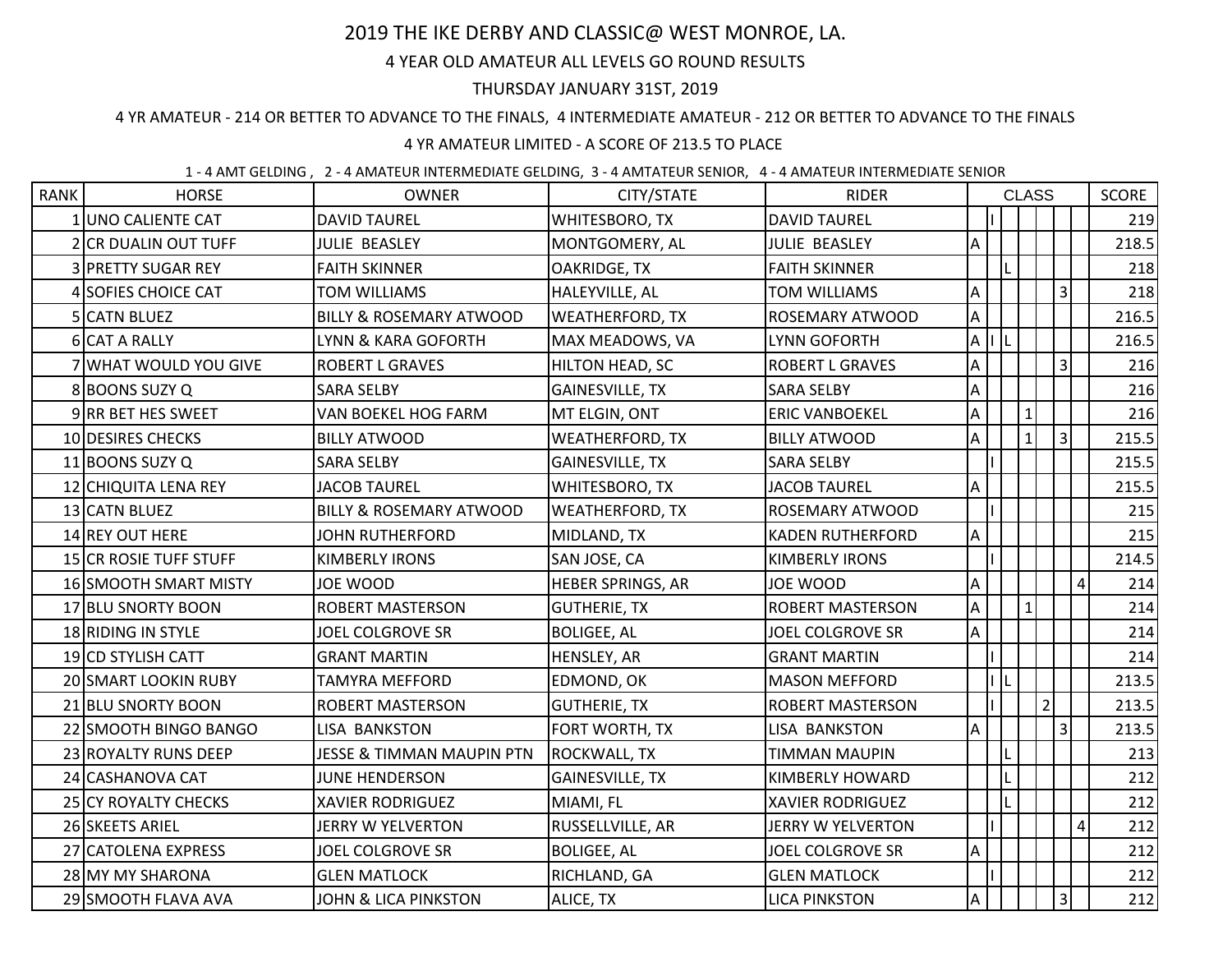# 2019 THE IKE DERBY AND CLASSIC@ WEST MONROE, LA.

## 4 YEAR OLD AMATEUR ALL LEVELS GO ROUND RESULTS

### THURSDAY JANUARY 31ST, 2019

4 YR AMATEUR - 214 OR BETTER TO ADVANCE TO THE FINALS, 4 INTERMEDIATE AMATEUR - 212 OR BETTER TO ADVANCE TO THE FINALS

4 YR AMATEUR LIMITED - A SCORE OF 213.5 TO PLACE

1 - 4 AMT GELDING , 2 - 4 AMATEUR INTERMEDIATE GELDING, 3 - 4 AMTATEUR SENIOR, 4 - 4 AMATEUR INTERMEDIATE SENIOR

| RANK | HORSE | OWNER | CITY/STATE | RIDER | CLASS | | | | | | | SCORE |
|---|---|---|---|---|---|---|---|---|---|---|---|---|
| 1 | UNO CALIENTE CAT | DAVID TAUREL | WHITESBORO, TX | DAVID TAUREL | | I | | | | | | 219 |
| 2 | CR DUALIN OUT TUFF | JULIE BEASLEY | MONTGOMERY, AL | JULIE BEASLEY | A | | | | | | | 218.5 |
| 3 | PRETTY SUGAR REY | FAITH SKINNER | OAKRIDGE, TX | FAITH SKINNER | | | L | | | | | 218 |
| 4 | SOFIES CHOICE CAT | TOM WILLIAMS | HALEYVILLE, AL | TOM WILLIAMS | A | | | | | 3 | | 218 |
| 5 | CATN BLUEZ | BILLY & ROSEMARY ATWOOD | WEATHERFORD, TX | ROSEMARY ATWOOD | A | | | | | | | 216.5 |
| 6 | CAT A RALLY | LYNN & KARA GOFORTH | MAX MEADOWS, VA | LYNN GOFORTH | A | I | L | | | | | 216.5 |
| 7 | WHAT WOULD YOU GIVE | ROBERT L GRAVES | HILTON HEAD, SC | ROBERT L GRAVES | A | | | | | 3 | | 216 |
| 8 | BOONS SUZY Q | SARA SELBY | GAINESVILLE, TX | SARA SELBY | A | | | | | | | 216 |
| 9 | RR BET HES SWEET | VAN BOEKEL HOG FARM | MT ELGIN, ONT | ERIC VANBOEKEL | A | | | 1 | | | | 216 |
| 10 | DESIRES CHECKS | BILLY ATWOOD | WEATHERFORD, TX | BILLY ATWOOD | A | | | 1 | | 3 | | 215.5 |
| 11 | BOONS SUZY Q | SARA SELBY | GAINESVILLE, TX | SARA SELBY | | I | | | | | | 215.5 |
| 12 | CHIQUITA LENA REY | JACOB TAUREL | WHITESBORO, TX | JACOB TAUREL | A | | | | | | | 215.5 |
| 13 | CATN BLUEZ | BILLY & ROSEMARY ATWOOD | WEATHERFORD, TX | ROSEMARY ATWOOD | | I | | | | | | 215 |
| 14 | REY OUT HERE | JOHN RUTHERFORD | MIDLAND, TX | KADEN RUTHERFORD | A | | | | | | | 215 |
| 15 | CR ROSIE TUFF STUFF | KIMBERLY IRONS | SAN JOSE, CA | KIMBERLY IRONS | | I | | | | | | 214.5 |
| 16 | SMOOTH SMART MISTY | JOE WOOD | HEBER SPRINGS, AR | JOE WOOD | A | | | | | | 4 | 214 |
| 17 | BLU SNORTY BOON | ROBERT MASTERSON | GUTHERIE, TX | ROBERT MASTERSON | A | | | 1 | | | | 214 |
| 18 | RIDING IN STYLE | JOEL COLGROVE SR | BOLIGEE, AL | JOEL COLGROVE SR | A | | | | | | | 214 |
| 19 | CD STYLISH CATT | GRANT MARTIN | HENSLEY, AR | GRANT MARTIN | | I | | | | | | 214 |
| 20 | SMART LOOKIN RUBY | TAMYRA MEFFORD | EDMOND, OK | MASON MEFFORD | | I | L | | | | | 213.5 |
| 21 | BLU SNORTY BOON | ROBERT MASTERSON | GUTHERIE, TX | ROBERT MASTERSON | | I | | | 2 | | | 213.5 |
| 22 | SMOOTH BINGO BANGO | LISA BANKSTON | FORT WORTH, TX | LISA BANKSTON | A | | | | | 3 | | 213.5 |
| 23 | ROYALTY RUNS DEEP | JESSE & TIMMAN MAUPIN PTN | ROCKWALL, TX | TIMMAN MAUPIN | | | L | | | | | 213 |
| 24 | CASHANOVA CAT | JUNE HENDERSON | GAINESVILLE, TX | KIMBERLY HOWARD | | | L | | | | | 212 |
| 25 | CY ROYALTY CHECKS | XAVIER RODRIGUEZ | MIAMI, FL | XAVIER RODRIGUEZ | | | L | | | | | 212 |
| 26 | SKEETS ARIEL | JERRY W YELVERTON | RUSSELLVILLE, AR | JERRY W YELVERTON | | I | | | | | 4 | 212 |
| 27 | CATOLENA EXPRESS | JOEL COLGROVE SR | BOLIGEE, AL | JOEL COLGROVE SR | A | | | | | | | 212 |
| 28 | MY MY SHARONA | GLEN MATLOCK | RICHLAND, GA | GLEN MATLOCK | | I | | | | | | 212 |
| 29 | SMOOTH FLAVA AVA | JOHN & LICA PINKSTON | ALICE, TX | LICA PINKSTON | A | | | | | 3 | | 212 |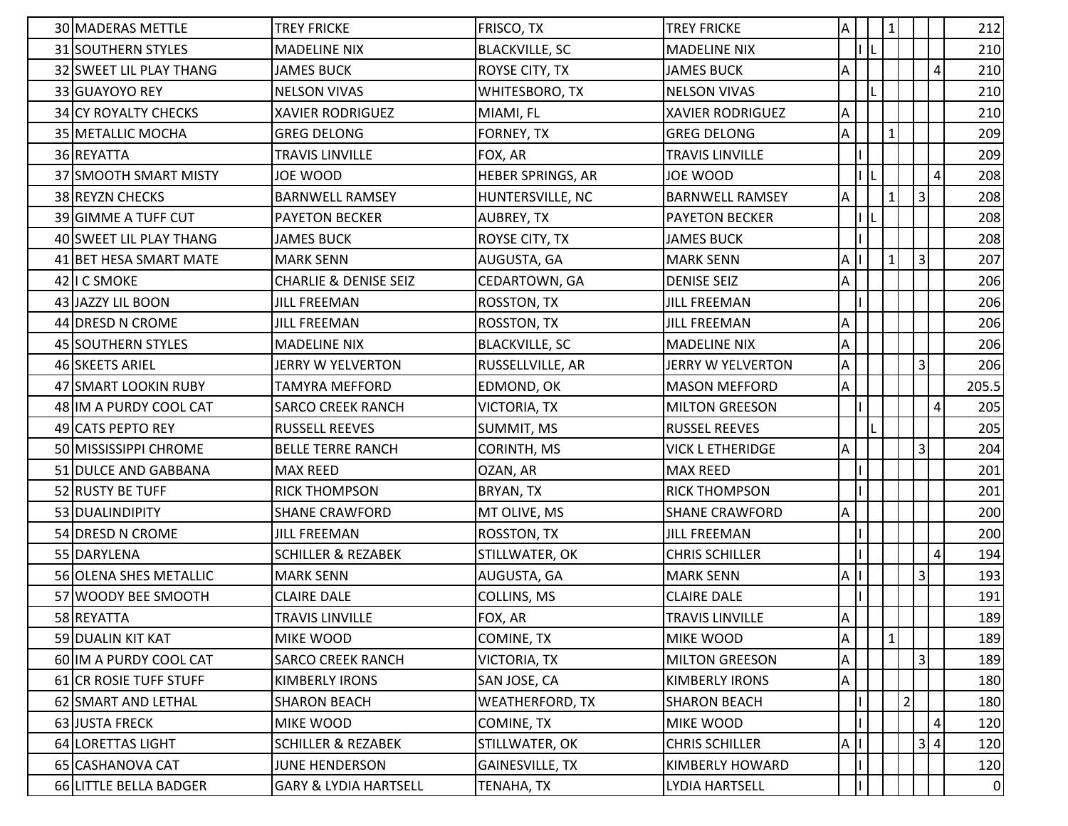| | | | | | | | | | | | | |
|---|---|---|---|---|---|---|---|---|---|---|---|---|
| 30 | MADERAS METTLE | TREY FRICKE | FRISCO, TX | TREY FRICKE | A | | | 1 | | | | 212 |
| 31 | SOUTHERN STYLES | MADELINE NIX | BLACKVILLE, SC | MADELINE NIX | | I | L | | | | | 210 |
| 32 | SWEET LIL PLAY THANG | JAMES BUCK | ROYSE CITY, TX | JAMES BUCK | A | | | | | | 4 | 210 |
| 33 | GUAYOYO REY | NELSON VIVAS | WHITESBORO, TX | NELSON VIVAS | | | L | | | | | 210 |
| 34 | CY ROYALTY CHECKS | XAVIER RODRIGUEZ | MIAMI, FL | XAVIER RODRIGUEZ | A | | | | | | | 210 |
| 35 | METALLIC MOCHA | GREG DELONG | FORNEY, TX | GREG DELONG | A | | | 1 | | | | 209 |
| 36 | REYATTA | TRAVIS LINVILLE | FOX, AR | TRAVIS LINVILLE | | I | | | | | | 209 |
| 37 | SMOOTH SMART MISTY | JOE WOOD | HEBER SPRINGS, AR | JOE WOOD | | I | L | | | | 4 | 208 |
| 38 | REYZN CHECKS | BARNWELL RAMSEY | HUNTERSVILLE, NC | BARNWELL RAMSEY | A | | | 1 | | 3 | | 208 |
| 39 | GIMME A TUFF CUT | PAYETON BECKER | AUBREY, TX | PAYETON BECKER | | I | L | | | | | 208 |
| 40 | SWEET LIL PLAY THANG | JAMES BUCK | ROYSE CITY, TX | JAMES BUCK | | I | | | | | | 208 |
| 41 | BET HESA SMART MATE | MARK SENN | AUGUSTA, GA | MARK SENN | A | I | | 1 | | 3 | | 207 |
| 42 | I C SMOKE | CHARLIE & DENISE SEIZ | CEDARTOWN, GA | DENISE SEIZ | A | | | | | | | 206 |
| 43 | JAZZY LIL BOON | JILL FREEMAN | ROSSTON, TX | JILL FREEMAN | | I | | | | | | 206 |
| 44 | DRESD N CROME | JILL FREEMAN | ROSSTON, TX | JILL FREEMAN | A | | | | | | | 206 |
| 45 | SOUTHERN STYLES | MADELINE NIX | BLACKVILLE, SC | MADELINE NIX | A | | | | | | | 206 |
| 46 | SKEETS ARIEL | JERRY W YELVERTON | RUSSELLVILLE, AR | JERRY W YELVERTON | A | | | | | 3 | | 206 |
| 47 | SMART LOOKIN RUBY | TAMYRA MEFFORD | EDMOND, OK | MASON MEFFORD | A | | | | | | | 205.5 |
| 48 | IM A PURDY COOL CAT | SARCO CREEK RANCH | VICTORIA, TX | MILTON GREESON | | I | | | | | 4 | 205 |
| 49 | CATS PEPTO REY | RUSSELL REEVES | SUMMIT, MS | RUSSEL REEVES | | | L | | | | | 205 |
| 50 | MISSISSIPPI CHROME | BELLE TERRE RANCH | CORINTH, MS | VICK L ETHERIDGE | A | | | | | 3 | | 204 |
| 51 | DULCE AND GABBANA | MAX REED | OZAN, AR | MAX REED | | I | | | | | | 201 |
| 52 | RUSTY BE TUFF | RICK THOMPSON | BRYAN, TX | RICK THOMPSON | | I | | | | | | 201 |
| 53 | DUALINDIPITY | SHANE CRAWFORD | MT OLIVE, MS | SHANE CRAWFORD | A | | | | | | | 200 |
| 54 | DRESD N CROME | JILL FREEMAN | ROSSTON, TX | JILL FREEMAN | | I | | | | | | 200 |
| 55 | DARYLENA | SCHILLER & REZABEK | STILLWATER, OK | CHRIS SCHILLER | | I | | | | | 4 | 194 |
| 56 | OLENA SHES METALLIC | MARK SENN | AUGUSTA, GA | MARK SENN | A | I | | | | 3 | | 193 |
| 57 | WOODY BEE SMOOTH | CLAIRE DALE | COLLINS, MS | CLAIRE DALE | | I | | | | | | 191 |
| 58 | REYATTA | TRAVIS LINVILLE | FOX, AR | TRAVIS LINVILLE | A | | | | | | | 189 |
| 59 | DUALIN KIT KAT | MIKE WOOD | COMINE, TX | MIKE WOOD | A | | | 1 | | | | 189 |
| 60 | IM A PURDY COOL CAT | SARCO CREEK RANCH | VICTORIA, TX | MILTON GREESON | A | | | | | 3 | | 189 |
| 61 | CR ROSIE TUFF STUFF | KIMBERLY IRONS | SAN JOSE, CA | KIMBERLY IRONS | A | | | | | | | 180 |
| 62 | SMART AND LETHAL | SHARON BEACH | WEATHERFORD, TX | SHARON BEACH | | I | | | 2 | | | 180 |
| 63 | JUSTA FRECK | MIKE WOOD | COMINE, TX | MIKE WOOD | | I | | | | | 4 | 120 |
| 64 | LORETTAS LIGHT | SCHILLER & REZABEK | STILLWATER, OK | CHRIS SCHILLER | A | I | | | | 3 | 4 | 120 |
| 65 | CASHANOVA CAT | JUNE HENDERSON | GAINESVILLE, TX | KIMBERLY HOWARD | | I | | | | | | 120 |
| 66 | LITTLE BELLA BADGER | GARY & LYDIA HARTSELL | TENAHA, TX | LYDIA HARTSELL | | I | | | | | | 0 |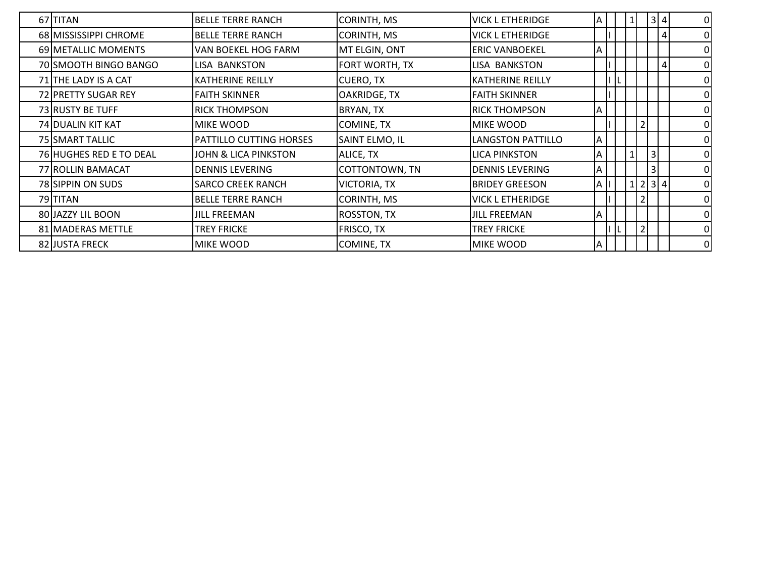| | | | | | | | | | | | | |
|---|---|---|---|---|---|---|---|---|---|---|---|---|
| 67 | TITAN | BELLE TERRE RANCH | CORINTH, MS | VICK L ETHERIDGE | A | | | 1 | | 3 | 4 | 0 |
| 68 | MISSISSIPPI CHROME | BELLE TERRE RANCH | CORINTH, MS | VICK L ETHERIDGE | | I | | | | | 4 | 0 |
| 69 | METALLIC MOMENTS | VAN BOEKEL HOG FARM | MT ELGIN, ONT | ERIC VANBOEKEL | A | | | | | | | 0 |
| 70 | SMOOTH BINGO BANGO | LISA BANKSTON | FORT WORTH, TX | LISA BANKSTON | | I | | | | | 4 | 0 |
| 71 | THE LADY IS A CAT | KATHERINE REILLY | CUERO, TX | KATHERINE REILLY | | I | L | | | | | 0 |
| 72 | PRETTY SUGAR REY | FAITH SKINNER | OAKRIDGE, TX | FAITH SKINNER | | I | | | | | | 0 |
| 73 | RUSTY BE TUFF | RICK THOMPSON | BRYAN, TX | RICK THOMPSON | A | | | | | | | 0 |
| 74 | DUALIN KIT KAT | MIKE WOOD | COMINE, TX | MIKE WOOD | | I | | | 2 | | | 0 |
| 75 | SMART TALLIC | PATTILLO CUTTING HORSES | SAINT ELMO, IL | LANGSTON PATTILLO | A | | | | | | | 0 |
| 76 | HUGHES RED E TO DEAL | JOHN & LICA PINKSTON | ALICE, TX | LICA PINKSTON | A | | | 1 | | 3 | | 0 |
| 77 | ROLLIN BAMACAT | DENNIS LEVERING | COTTONTOWN, TN | DENNIS LEVERING | A | | | | | 3 | | 0 |
| 78 | SIPPIN ON SUDS | SARCO CREEK RANCH | VICTORIA, TX | BRIDEY GREESON | A | I | | 1 | 2 | 3 | 4 | 0 |
| 79 | TITAN | BELLE TERRE RANCH | CORINTH, MS | VICK L ETHERIDGE | | I | | | 2 | | | 0 |
| 80 | JAZZY LIL BOON | JILL FREEMAN | ROSSTON, TX | JILL FREEMAN | A | | | | | | | 0 |
| 81 | MADERAS METTLE | TREY FRICKE | FRISCO, TX | TREY FRICKE | | I | L | | 2 | | | 0 |
| 82 | JUSTA FRECK | MIKE WOOD | COMINE, TX | MIKE WOOD | A | | | | | | | 0 |